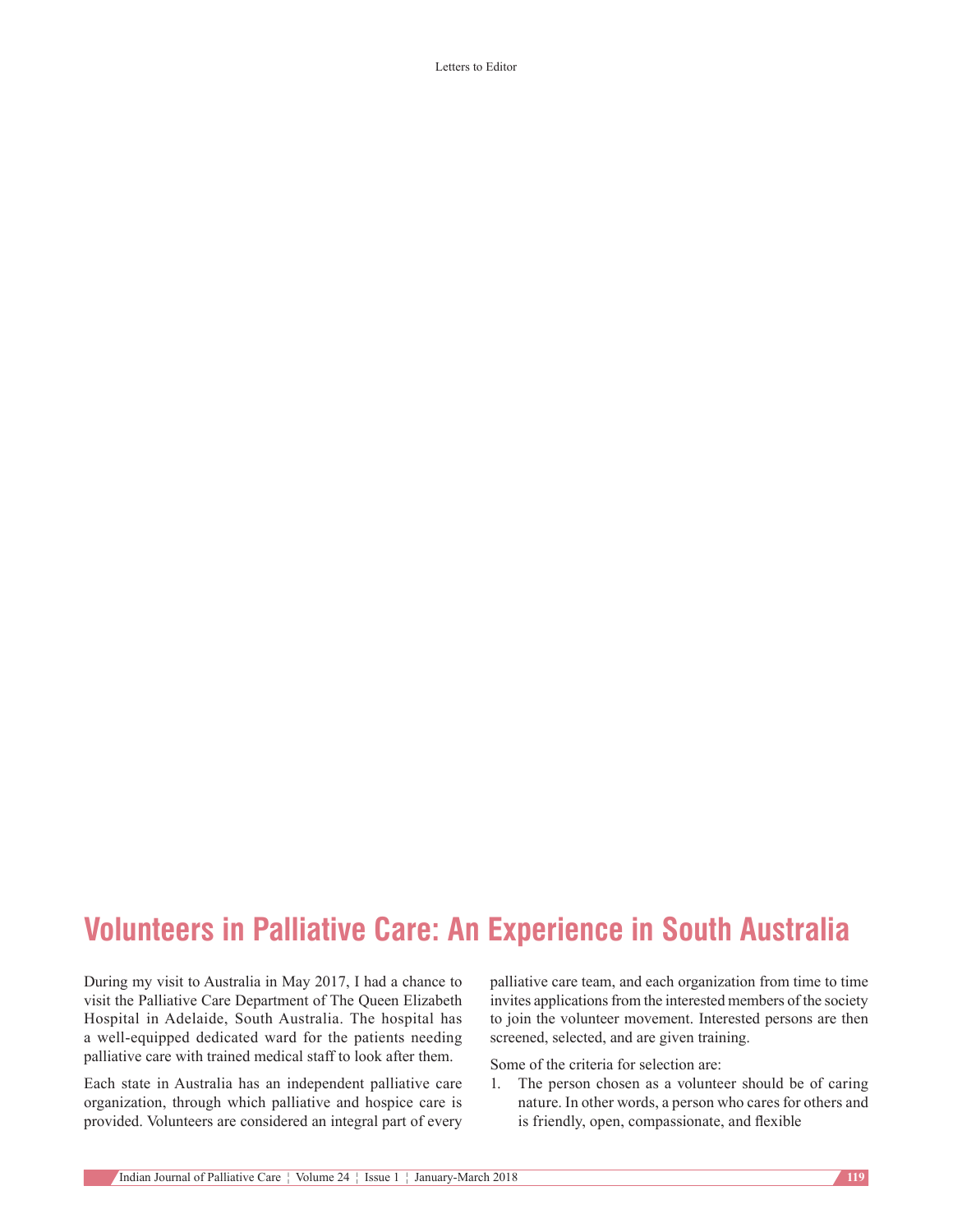# Volunteers in Palliative Care: An Experience in South Australia

During my visit to Australia in May 2017, I had a chance to visit the Palliative Care Department of The Queen Elizabeth Hospital in Adelaide, South Australia. The hospital has a well-equipped dedicated ward for the patients needing palliative care with trained medical staff to look after them.

Each state in Australia has an independent palliative care organization, through which palliative and hospice care is provided. Volunteers are considered an integral part of every palliative care team, and each organization from time to time invites applications from the interested members of the society to join the volunteer movement. Interested persons are then screened, selected, and are given training.

Some of the criteria for selection are:

1. The person chosen as a volunteer should be of caring nature. In other words, a person who cares for others and is friendly, open, compassionate, and flexible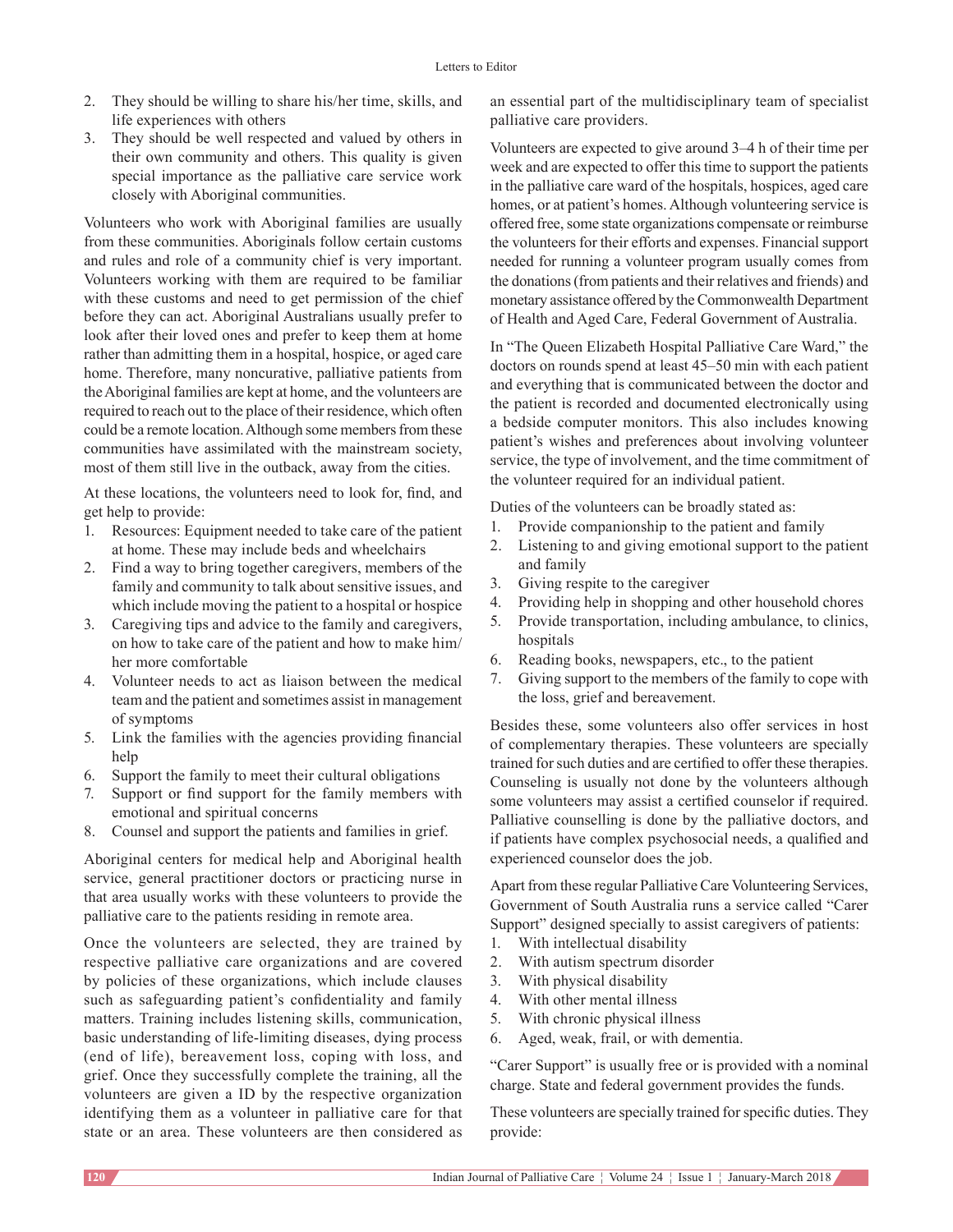2. They should be willing to share his/her time, skills, and life experiences with others
3. They should be well respected and valued by others in their own community and others. This quality is given special importance as the palliative care service work closely with Aboriginal communities.

Volunteers who work with Aboriginal families are usually from these communities. Aboriginals follow certain customs and rules and role of a community chief is very important. Volunteers working with them are required to be familiar with these customs and need to get permission of the chief before they can act. Aboriginal Australians usually prefer to look after their loved ones and prefer to keep them at home rather than admitting them in a hospital, hospice, or aged care home. Therefore, many noncurative, palliative patients from the Aboriginal families are kept at home, and the volunteers are required to reach out to the place of their residence, which often could be a remote location. Although some members from these communities have assimilated with the mainstream society, most of them still live in the outback, away from the cities.

At these locations, the volunteers need to look for, find, and get help to provide:

1. Resources: Equipment needed to take care of the patient at home. These may include beds and wheelchairs
2. Find a way to bring together caregivers, members of the family and community to talk about sensitive issues, and which include moving the patient to a hospital or hospice
3. Caregiving tips and advice to the family and caregivers, on how to take care of the patient and how to make him/her more comfortable
4. Volunteer needs to act as liaison between the medical team and the patient and sometimes assist in management of symptoms
5. Link the families with the agencies providing financial help
6. Support the family to meet their cultural obligations
7. Support or find support for the family members with emotional and spiritual concerns
8. Counsel and support the patients and families in grief.

Aboriginal centers for medical help and Aboriginal health service, general practitioner doctors or practicing nurse in that area usually works with these volunteers to provide the palliative care to the patients residing in remote area.

Once the volunteers are selected, they are trained by respective palliative care organizations and are covered by policies of these organizations, which include clauses such as safeguarding patient's confidentiality and family matters. Training includes listening skills, communication, basic understanding of life-limiting diseases, dying process (end of life), bereavement loss, coping with loss, and grief. Once they successfully complete the training, all the volunteers are given a ID by the respective organization identifying them as a volunteer in palliative care for that state or an area. These volunteers are then considered as an essential part of the multidisciplinary team of specialist palliative care providers.

Volunteers are expected to give around 3–4 h of their time per week and are expected to offer this time to support the patients in the palliative care ward of the hospitals, hospices, aged care homes, or at patient's homes. Although volunteering service is offered free, some state organizations compensate or reimburse the volunteers for their efforts and expenses. Financial support needed for running a volunteer program usually comes from the donations (from patients and their relatives and friends) and monetary assistance offered by the Commonwealth Department of Health and Aged Care, Federal Government of Australia.

In "The Queen Elizabeth Hospital Palliative Care Ward," the doctors on rounds spend at least 45–50 min with each patient and everything that is communicated between the doctor and the patient is recorded and documented electronically using a bedside computer monitors. This also includes knowing patient's wishes and preferences about involving volunteer service, the type of involvement, and the time commitment of the volunteer required for an individual patient.

Duties of the volunteers can be broadly stated as:

1. Provide companionship to the patient and family
2. Listening to and giving emotional support to the patient and family
3. Giving respite to the caregiver
4. Providing help in shopping and other household chores
5. Provide transportation, including ambulance, to clinics, hospitals
6. Reading books, newspapers, etc., to the patient
7. Giving support to the members of the family to cope with the loss, grief and bereavement.

Besides these, some volunteers also offer services in host of complementary therapies. These volunteers are specially trained for such duties and are certified to offer these therapies. Counseling is usually not done by the volunteers although some volunteers may assist a certified counselor if required. Palliative counselling is done by the palliative doctors, and if patients have complex psychosocial needs, a qualified and experienced counselor does the job.

Apart from these regular Palliative Care Volunteering Services, Government of South Australia runs a service called "Carer Support" designed specially to assist caregivers of patients:

1. With intellectual disability
2. With autism spectrum disorder
3. With physical disability
4. With other mental illness
5. With chronic physical illness
6. Aged, weak, frail, or with dementia.

"Carer Support" is usually free or is provided with a nominal charge. State and federal government provides the funds.

These volunteers are specially trained for specific duties. They provide: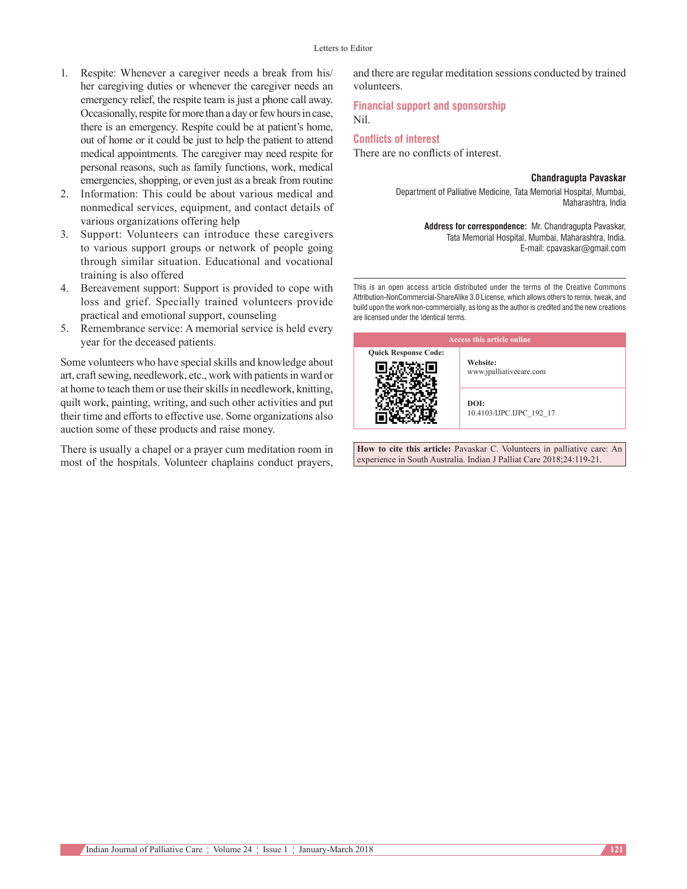1. Respite: Whenever a caregiver needs a break from his/her caregiving duties or whenever the caregiver needs an emergency relief, the respite team is just a phone call away. Occasionally, respite for more than a day or few hours in case, there is an emergency. Respite could be at patient's home, out of home or it could be just to help the patient to attend medical appointments. The caregiver may need respite for personal reasons, such as family functions, work, medical emergencies, shopping, or even just as a break from routine
2. Information: This could be about various medical and nonmedical services, equipment, and contact details of various organizations offering help
3. Support: Volunteers can introduce these caregivers to various support groups or network of people going through similar situation. Educational and vocational training is also offered
4. Bereavement support: Support is provided to cope with loss and grief. Specially trained volunteers provide practical and emotional support, counseling
5. Remembrance service: A memorial service is held every year for the deceased patients.

Some volunteers who have special skills and knowledge about art, craft sewing, needlework, etc., work with patients in ward or at home to teach them or use their skills in needlework, knitting, quilt work, painting, writing, and such other activities and put their time and efforts to effective use. Some organizations also auction some of these products and raise money.

There is usually a chapel or a prayer cum meditation room in most of the hospitals. Volunteer chaplains conduct prayers, and there are regular meditation sessions conducted by trained volunteers.

## Financial support and sponsorship

Nil.

## Conflicts of interest

There are no conflicts of interest.

**Chandragupta Pavaskar**

Department of Palliative Medicine, Tata Memorial Hospital, Mumbai, Maharashtra, India

**Address for correspondence:** Mr. Chandragupta Pavaskar, Tata Memorial Hospital, Mumbai, Maharashtra, India. E-mail: cpavaskar@gmail.com

This is an open access article distributed under the terms of the Creative Commons Attribution-NonCommercial-ShareAlike 3.0 License, which allows others to remix, tweak, and build upon the work non-commercially, as long as the author is credited and the new creations are licensed under the identical terms.

| Access this article online | |
|---|---|
| Quick Response Code: | **Website:** www.jpalliativecare.com |
| | **DOI:** 10.4103/IJPC.IJPC_192_17 |

**How to cite this article:** Pavaskar C. Volunteers in palliative care: An experience in South Australia. Indian J Palliat Care 2018;24:119-21.